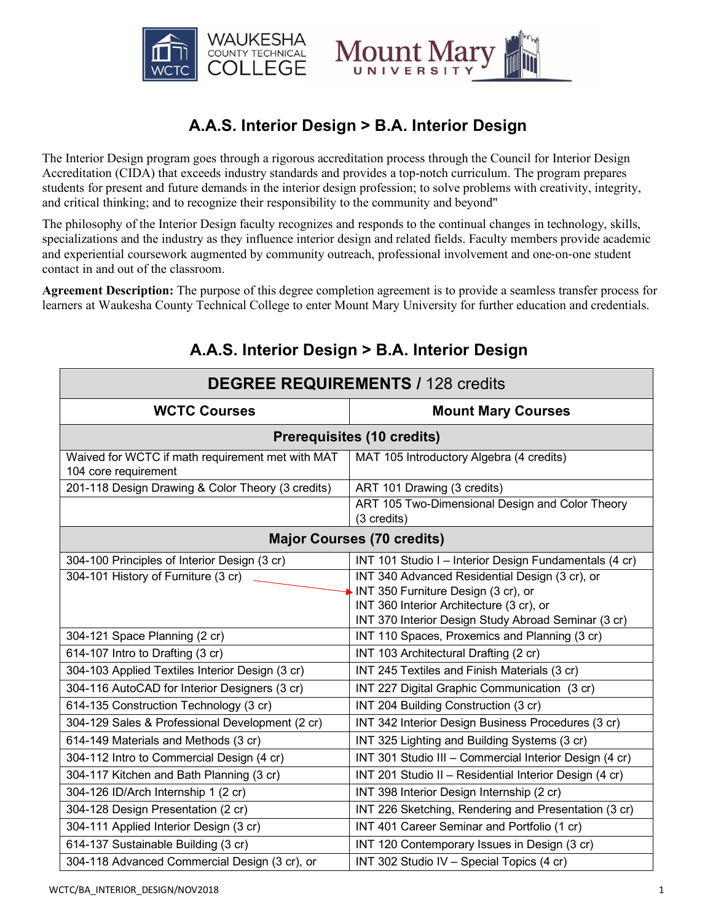# A.A.S. Interior Design > B.A. Interior Design

The Interior Design program goes through a rigorous accreditation process through the Council for Interior Design Accreditation (CIDA) that exceeds industry standards and provides a top-notch curriculum. The program prepares students for present and future demands in the interior design profession; to solve problems with creativity, integrity, and critical thinking; and to recognize their responsibility to the community and beyond"

The philosophy of the Interior Design faculty recognizes and responds to the continual changes in technology, skills, specializations and the industry as they influence interior design and related fields. Faculty members provide academic and experiential coursework augmented by community outreach, professional involvement and one-on-one student contact in and out of the classroom.

**Agreement Description:** The purpose of this degree completion agreement is to provide a seamless transfer process for learners at Waukesha County Technical College to enter Mount Mary University for further education and credentials.

## A.A.S. Interior Design > B.A. Interior Design

| **DEGREE REQUIREMENTS / 128 credits** | |
|---|---|
| **WCTC Courses** | **Mount Mary Courses** |
| **Prerequisites (10 credits)** | |
| Waived for WCTC if math requirement met with MAT 104 core requirement | MAT 105 Introductory Algebra (4 credits) |
| 201-118 Design Drawing & Color Theory (3 credits) | ART 101 Drawing (3 credits) |
| | ART 105 Two-Dimensional Design and Color Theory (3 credits) |
| **Major Courses (70 credits)** | |
| 304-100 Principles of Interior Design (3 cr) | INT 101 Studio I – Interior Design Fundamentals (4 cr) |
| 304-101 History of Furniture (3 cr) → | INT 340 Advanced Residential Design (3 cr), or<br>INT 350 Furniture Design (3 cr), or<br>INT 360 Interior Architecture (3 cr), or<br>INT 370 Interior Design Study Abroad Seminar (3 cr) |
| 304-121 Space Planning (2 cr) | INT 110 Spaces, Proxemics and Planning (3 cr) |
| 614-107 Intro to Drafting (3 cr) | INT 103 Architectural Drafting (2 cr) |
| 304-103 Applied Textiles Interior Design (3 cr) | INT 245 Textiles and Finish Materials (3 cr) |
| 304-116 AutoCAD for Interior Designers (3 cr) | INT 227 Digital Graphic Communication (3 cr) |
| 614-135 Construction Technology (3 cr) | INT 204 Building Construction (3 cr) |
| 304-129 Sales & Professional Development (2 cr) | INT 342 Interior Design Business Procedures (3 cr) |
| 614-149 Materials and Methods (3 cr) | INT 325 Lighting and Building Systems (3 cr) |
| 304-112 Intro to Commercial Design (4 cr) | INT 301 Studio III – Commercial Interior Design (4 cr) |
| 304-117 Kitchen and Bath Planning (3 cr) | INT 201 Studio II – Residential Interior Design (4 cr) |
| 304-126 ID/Arch Internship 1 (2 cr) | INT 398 Interior Design Internship (2 cr) |
| 304-128 Design Presentation (2 cr) | INT 226 Sketching, Rendering and Presentation (3 cr) |
| 304-111 Applied Interior Design (3 cr) | INT 401 Career Seminar and Portfolio (1 cr) |
| 614-137 Sustainable Building (3 cr) | INT 120 Contemporary Issues in Design (3 cr) |
| 304-118 Advanced Commercial Design (3 cr), or | INT 302 Studio IV – Special Topics (4 cr) |

WCTC/BA_INTERIOR_DESIGN/NOV2018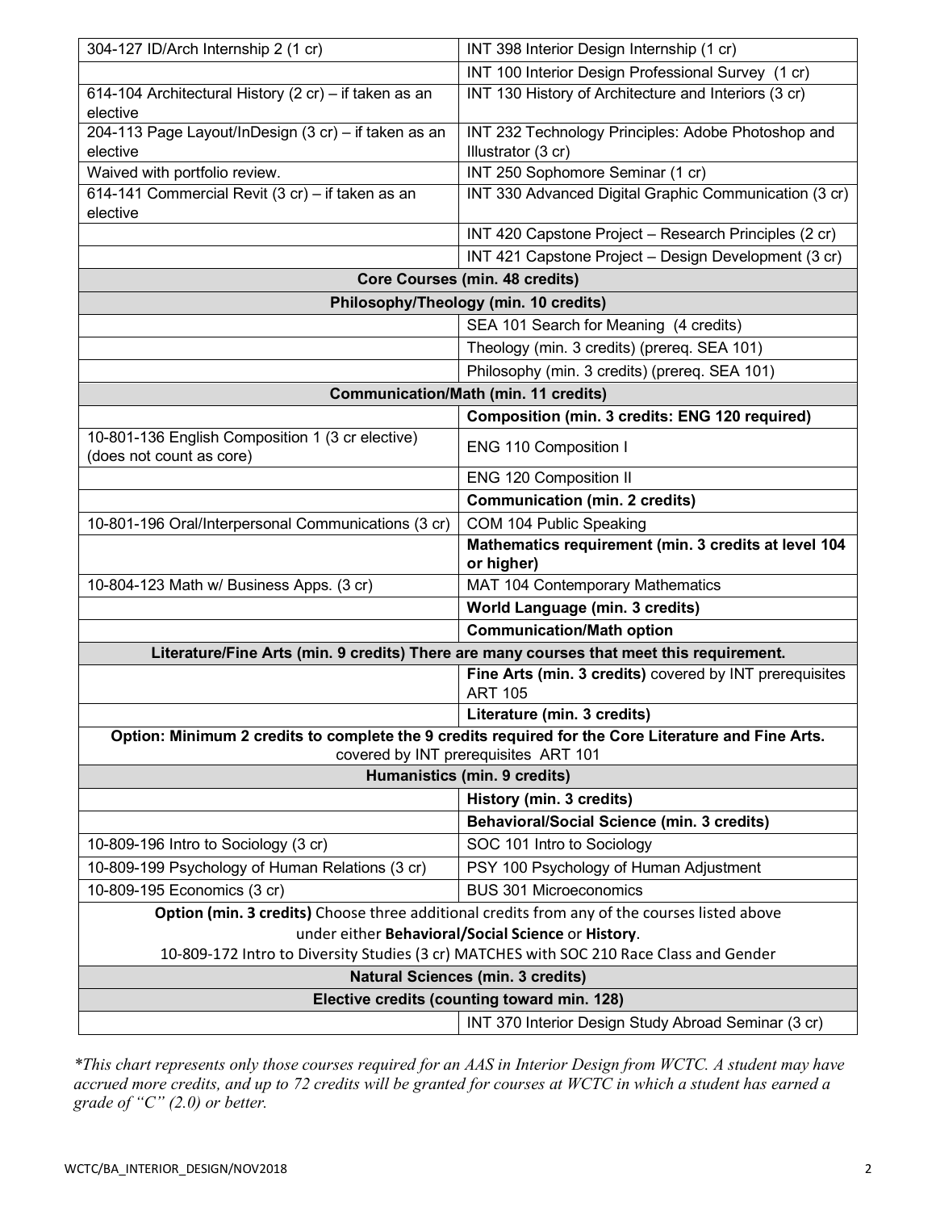| | |
|---|---|
| 304-127 ID/Arch Internship 2 (1 cr) | INT 398 Interior Design Internship (1 cr) |
| | INT 100 Interior Design Professional Survey (1 cr) |
| 614-104 Architectural History (2 cr) – if taken as an elective | INT 130 History of Architecture and Interiors (3 cr) |
| 204-113 Page Layout/InDesign (3 cr) – if taken as an elective | INT 232 Technology Principles: Adobe Photoshop and Illustrator (3 cr) |
| Waived with portfolio review. | INT 250 Sophomore Seminar (1 cr) |
| 614-141 Commercial Revit (3 cr) – if taken as an elective | INT 330 Advanced Digital Graphic Communication (3 cr) |
| | INT 420 Capstone Project – Research Principles (2 cr) |
| | INT 421 Capstone Project – Design Development (3 cr) |
| **Core Courses (min. 48 credits)** | |
| **Philosophy/Theology (min. 10 credits)** | |
| | SEA 101 Search for Meaning (4 credits) |
| | Theology (min. 3 credits) (prereq. SEA 101) |
| | Philosophy (min. 3 credits) (prereq. SEA 101) |
| **Communication/Math (min. 11 credits)** | |
| | **Composition (min. 3 credits: ENG 120 required)** |
| 10-801-136 English Composition 1 (3 cr elective) (does not count as core) | ENG 110 Composition I |
| | ENG 120 Composition II |
| | **Communication (min. 2 credits)** |
| 10-801-196 Oral/Interpersonal Communications (3 cr) | COM 104 Public Speaking |
| | **Mathematics requirement (min. 3 credits at level 104 or higher)** |
| 10-804-123 Math w/ Business Apps. (3 cr) | MAT 104 Contemporary Mathematics |
| | **World Language (min. 3 credits)** |
| | **Communication/Math option** |
| **Literature/Fine Arts (min. 9 credits) There are many courses that meet this requirement.** | |
| | **Fine Arts (min. 3 credits)** covered by INT prerequisites ART 105 |
| | **Literature (min. 3 credits)** |
| **Option: Minimum 2 credits to complete the 9 credits required for the Core Literature and Fine Arts.** covered by INT prerequisites ART 101 | |
| **Humanistics (min. 9 credits)** | |
| | **History (min. 3 credits)** |
| | **Behavioral/Social Science (min. 3 credits)** |
| 10-809-196 Intro to Sociology (3 cr) | SOC 101 Intro to Sociology |
| 10-809-199 Psychology of Human Relations (3 cr) | PSY 100 Psychology of Human Adjustment |
| 10-809-195 Economics (3 cr) | BUS 301 Microeconomics |
| **Option (min. 3 credits)** Choose three additional credits from any of the courses listed above under either **Behavioral/Social Science** or **History**. 10-809-172 Intro to Diversity Studies (3 cr) MATCHES with SOC 210 Race Class and Gender | |
| **Natural Sciences (min. 3 credits)** | |
| **Elective credits (counting toward min. 128)** | |
| | INT 370 Interior Design Study Abroad Seminar (3 cr) |

*\*This chart represents only those courses required for an AAS in Interior Design from WCTC. A student may have accrued more credits, and up to 72 credits will be granted for courses at WCTC in which a student has earned a grade of "C" (2.0) or better.*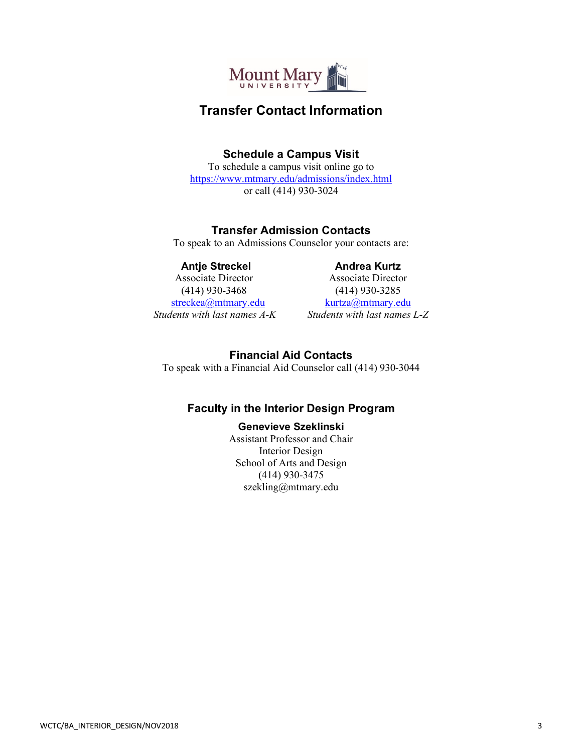# Transfer Contact Information

## Schedule a Campus Visit

To schedule a campus visit online go to
https://www.mtmary.edu/admissions/index.html
or call (414) 930-3024

## Transfer Admission Contacts

To speak to an Admissions Counselor your contacts are:

**Antje Streckel**
Associate Director
(414) 930-3468
streckea@mtmary.edu
*Students with last names A-K*

**Andrea Kurtz**
Associate Director
(414) 930-3285
kurtza@mtmary.edu
*Students with last names L-Z*

## Financial Aid Contacts

To speak with a Financial Aid Counselor call (414) 930-3044

## Faculty in the Interior Design Program

**Genevieve Szeklinski**
Assistant Professor and Chair
Interior Design
School of Arts and Design
(414) 930-3475
szekling@mtmary.edu